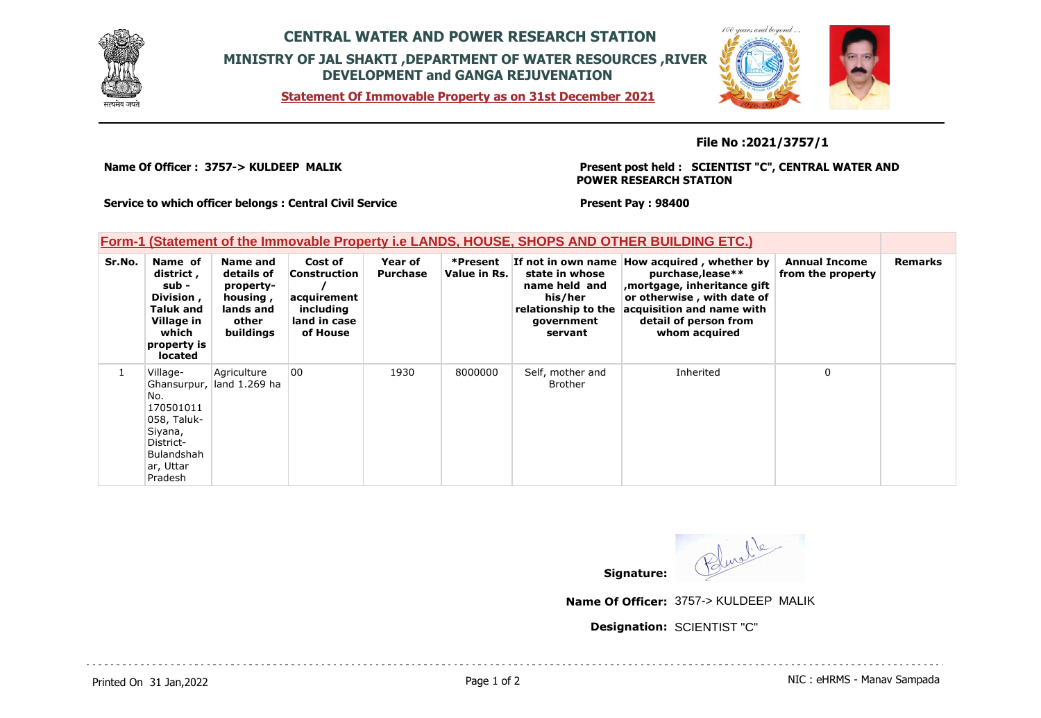# CENTRAL WATER AND POWER RESEARCH STATION

## MINISTRY OF JAL SHAKTI ,DEPARTMENT OF WATER RESOURCES ,RIVER DEVELOPMENT and GANGA REJUVENATION

**Statement Of Immovable Property as on 31st December 2021**

**File No :2021/3757/1**

**Name Of Officer : 3757-> KULDEEP MALIK**

**Present post held : SCIENTIST "C", CENTRAL WATER AND POWER RESEARCH STATION**

**Service to which officer belongs : Central Civil Service**

**Present Pay : 98400**

### Form-1 (Statement of the Immovable Property i.e LANDS, HOUSE, SHOPS AND OTHER BUILDING ETC.)

| Sr.No. | Name of district , sub - Division , Taluk and Village in which property is located | Name and details of property- housing , lands and other buildings | Cost of Construction / acquirement including land in case of House | Year of Purchase | *Present Value in Rs. | If not in own name state in whose name held and his/her relationship to the government servant | How acquired , whether by purchase,lease** ,mortgage, inheritance gift or otherwise , with date of acquisition and name with detail of person from whom acquired | Annual Income from the property | Remarks |
|---|---|---|---|---|---|---|---|---|---|
| 1 | Village- Ghansurpur, No. 170501011058, Taluk- Siyana, District- Bulandshahar, Uttar Pradesh | Agriculture land 1.269 ha | 00 | 1930 | 8000000 | Self, mother and Brother | Inherited | 0 | |

**Signature:**

**Name Of Officer:** 3757-> KULDEEP MALIK

**Designation:** SCIENTIST "C"

Printed On 31 Jan,2022

NIC : eHRMS - Manav Sampada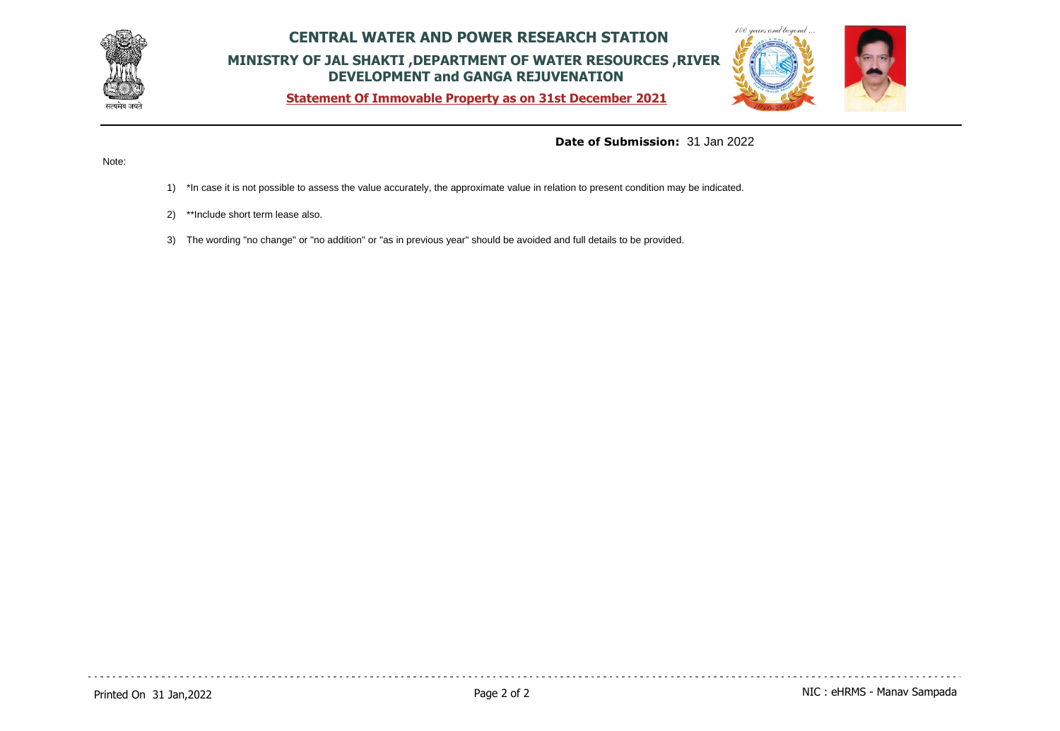# CENTRAL WATER AND POWER RESEARCH STATION

## MINISTRY OF JAL SHAKTI ,DEPARTMENT OF WATER RESOURCES ,RIVER DEVELOPMENT and GANGA REJUVENATION

**Statement Of Immovable Property as on 31st December 2021**

**Date of Submission:** 31 Jan 2022

Note:

1) *In case it is not possible to assess the value accurately, the approximate value in relation to present condition may be indicated.

2) **Include short term lease also.

3) The wording "no change" or "no addition" or "as in previous year" should be avoided and full details to be provided.

Printed On 31 Jan,2022

NIC : eHRMS - Manav Sampada